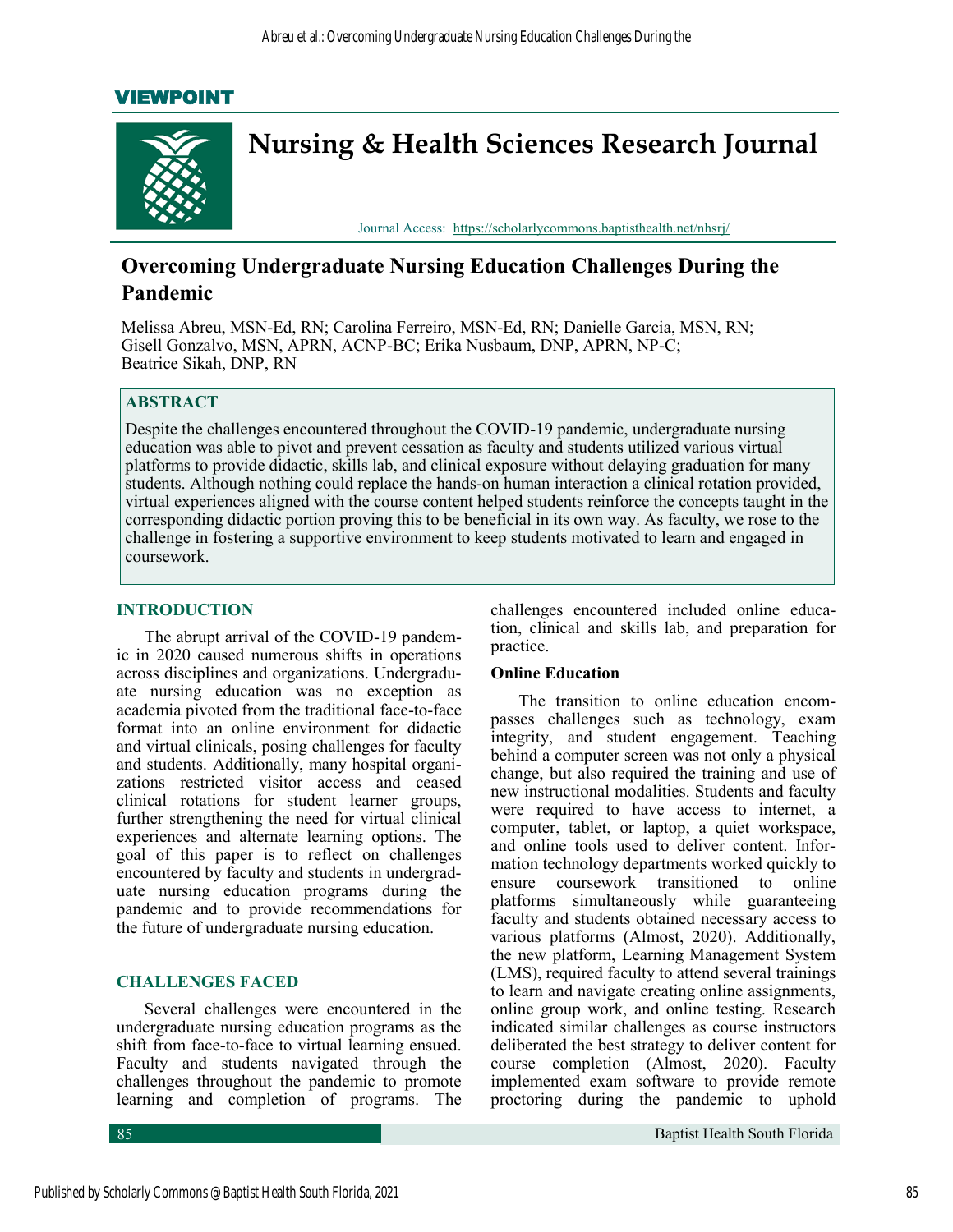VIEWPOINT

# Nursing & Health Sciences Research Journal

Journal Access: https://scholarlycommons.baptisthealth.net/nhsrj/

## Overcoming Undergraduate Nursing Education Challenges During the Pandemic

Melissa Abreu, MSN-Ed, RN; Carolina Ferreiro, MSN-Ed, RN; Danielle Garcia, MSN, RN; Gisell Gonzalvo, MSN, APRN, ACNP-BC; Erika Nusbaum, DNP, APRN, NP-C; Beatrice Sikah, DNP, RN

### ABSTRACT

Despite the challenges encountered throughout the COVID-19 pandemic, undergraduate nursing education was able to pivot and prevent cessation as faculty and students utilized various virtual platforms to provide didactic, skills lab, and clinical exposure without delaying graduation for many students. Although nothing could replace the hands-on human interaction a clinical rotation provided, virtual experiences aligned with the course content helped students reinforce the concepts taught in the corresponding didactic portion proving this to be beneficial in its own way. As faculty, we rose to the challenge in fostering a supportive environment to keep students motivated to learn and engaged in coursework.

### INTRODUCTION

The abrupt arrival of the COVID-19 pandemic in 2020 caused numerous shifts in operations across disciplines and organizations. Undergraduate nursing education was no exception as academia pivoted from the traditional face-to-face format into an online environment for didactic and virtual clinicals, posing challenges for faculty and students. Additionally, many hospital organizations restricted visitor access and ceased clinical rotations for student learner groups, further strengthening the need for virtual clinical experiences and alternate learning options. The goal of this paper is to reflect on challenges encountered by faculty and students in undergraduate nursing education programs during the pandemic and to provide recommendations for the future of undergraduate nursing education.

### CHALLENGES FACED

Several challenges were encountered in the undergraduate nursing education programs as the shift from face-to-face to virtual learning ensued. Faculty and students navigated through the challenges throughout the pandemic to promote learning and completion of programs. The challenges encountered included online education, clinical and skills lab, and preparation for practice.

#### Online Education

The transition to online education encompasses challenges such as technology, exam integrity, and student engagement. Teaching behind a computer screen was not only a physical change, but also required the training and use of new instructional modalities. Students and faculty were required to have access to internet, a computer, tablet, or laptop, a quiet workspace, and online tools used to deliver content. Information technology departments worked quickly to ensure coursework transitioned to online platforms simultaneously while guaranteeing faculty and students obtained necessary access to various platforms (Almost, 2020). Additionally, the new platform, Learning Management System (LMS), required faculty to attend several trainings to learn and navigate creating online assignments, online group work, and online testing. Research indicated similar challenges as course instructors deliberated the best strategy to deliver content for course completion (Almost, 2020). Faculty implemented exam software to provide remote proctoring during the pandemic to uphold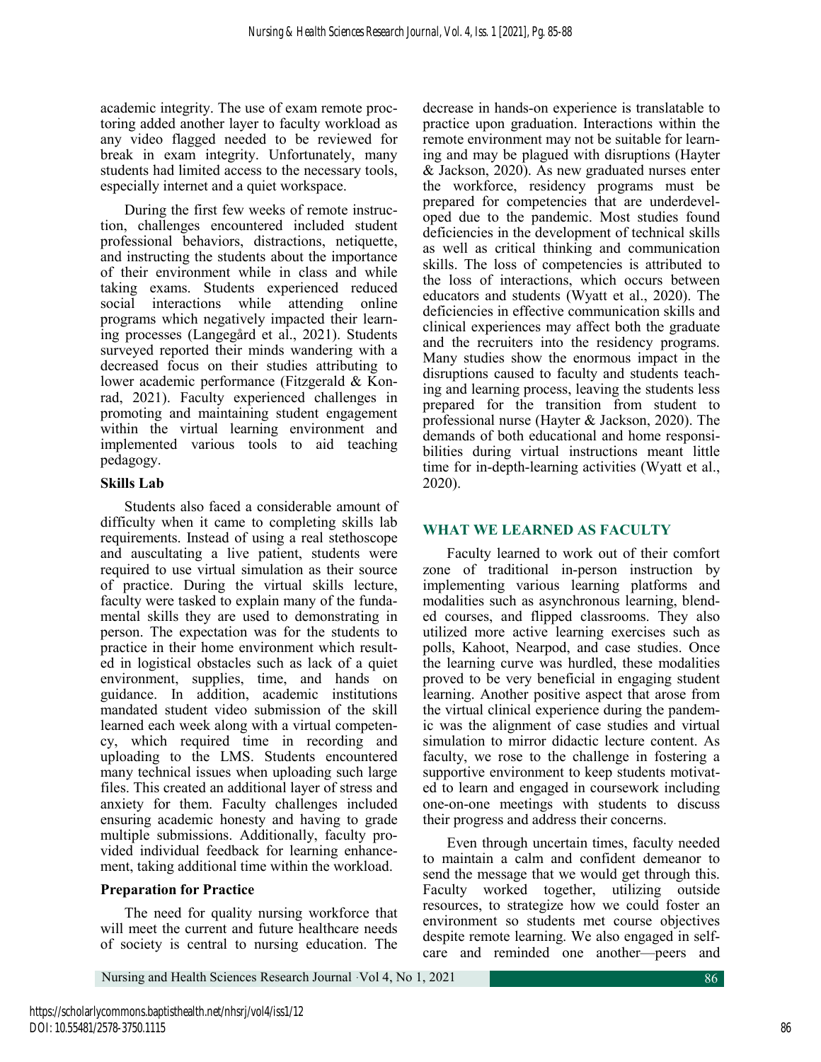academic integrity. The use of exam remote proctoring added another layer to faculty workload as any video flagged needed to be reviewed for break in exam integrity. Unfortunately, many students had limited access to the necessary tools, especially internet and a quiet workspace.

During the first few weeks of remote instruction, challenges encountered included student professional behaviors, distractions, netiquette, and instructing the students about the importance of their environment while in class and while taking exams. Students experienced reduced social interactions while attending online programs which negatively impacted their learning processes (Langegård et al., 2021). Students surveyed reported their minds wandering with a decreased focus on their studies attributing to lower academic performance (Fitzgerald & Konrad, 2021). Faculty experienced challenges in promoting and maintaining student engagement within the virtual learning environment and implemented various tools to aid teaching pedagogy.

### Skills Lab

Students also faced a considerable amount of difficulty when it came to completing skills lab requirements. Instead of using a real stethoscope and auscultating a live patient, students were required to use virtual simulation as their source of practice. During the virtual skills lecture, faculty were tasked to explain many of the fundamental skills they are used to demonstrating in person. The expectation was for the students to practice in their home environment which resulted in logistical obstacles such as lack of a quiet environment, supplies, time, and hands on guidance. In addition, academic institutions mandated student video submission of the skill learned each week along with a virtual competency, which required time in recording and uploading to the LMS. Students encountered many technical issues when uploading such large files. This created an additional layer of stress and anxiety for them. Faculty challenges included ensuring academic honesty and having to grade multiple submissions. Additionally, faculty provided individual feedback for learning enhancement, taking additional time within the workload.

### Preparation for Practice

The need for quality nursing workforce that will meet the current and future healthcare needs of society is central to nursing education. The decrease in hands-on experience is translatable to practice upon graduation. Interactions within the remote environment may not be suitable for learning and may be plagued with disruptions (Hayter & Jackson, 2020). As new graduated nurses enter the workforce, residency programs must be prepared for competencies that are underdeveloped due to the pandemic. Most studies found deficiencies in the development of technical skills as well as critical thinking and communication skills. The loss of competencies is attributed to the loss of interactions, which occurs between educators and students (Wyatt et al., 2020). The deficiencies in effective communication skills and clinical experiences may affect both the graduate and the recruiters into the residency programs. Many studies show the enormous impact in the disruptions caused to faculty and students teaching and learning process, leaving the students less prepared for the transition from student to professional nurse (Hayter & Jackson, 2020). The demands of both educational and home responsibilities during virtual instructions meant little time for in-depth-learning activities (Wyatt et al., 2020).

## WHAT WE LEARNED AS FACULTY

Faculty learned to work out of their comfort zone of traditional in-person instruction by implementing various learning platforms and modalities such as asynchronous learning, blended courses, and flipped classrooms. They also utilized more active learning exercises such as polls, Kahoot, Nearpod, and case studies. Once the learning curve was hurdled, these modalities proved to be very beneficial in engaging student learning. Another positive aspect that arose from the virtual clinical experience during the pandemic was the alignment of case studies and virtual simulation to mirror didactic lecture content. As faculty, we rose to the challenge in fostering a supportive environment to keep students motivated to learn and engaged in coursework including one-on-one meetings with students to discuss their progress and address their concerns.

Even through uncertain times, faculty needed to maintain a calm and confident demeanor to send the message that we would get through this. Faculty worked together, utilizing outside resources, to strategize how we could foster an environment so students met course objectives despite remote learning. We also engaged in self-care and reminded one another—peers and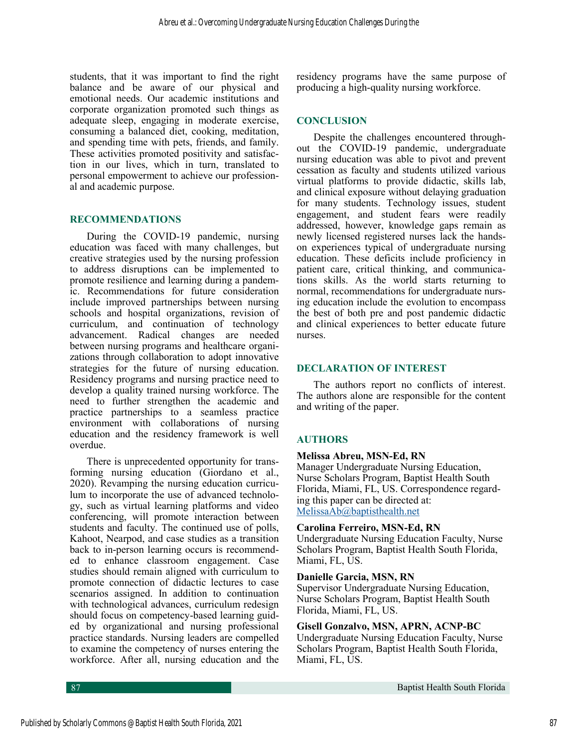students, that it was important to find the right balance and be aware of our physical and emotional needs. Our academic institutions and corporate organization promoted such things as adequate sleep, engaging in moderate exercise, consuming a balanced diet, cooking, meditation, and spending time with pets, friends, and family. These activities promoted positivity and satisfaction in our lives, which in turn, translated to personal empowerment to achieve our professional and academic purpose.

## RECOMMENDATIONS

During the COVID-19 pandemic, nursing education was faced with many challenges, but creative strategies used by the nursing profession to address disruptions can be implemented to promote resilience and learning during a pandemic. Recommendations for future consideration include improved partnerships between nursing schools and hospital organizations, revision of curriculum, and continuation of technology advancement. Radical changes are needed between nursing programs and healthcare organizations through collaboration to adopt innovative strategies for the future of nursing education. Residency programs and nursing practice need to develop a quality trained nursing workforce. The need to further strengthen the academic and practice partnerships to a seamless practice environment with collaborations of nursing education and the residency framework is well overdue.

There is unprecedented opportunity for transforming nursing education (Giordano et al., 2020). Revamping the nursing education curriculum to incorporate the use of advanced technology, such as virtual learning platforms and video conferencing, will promote interaction between students and faculty. The continued use of polls, Kahoot, Nearpod, and case studies as a transition back to in-person learning occurs is recommended to enhance classroom engagement. Case studies should remain aligned with curriculum to promote connection of didactic lectures to case scenarios assigned. In addition to continuation with technological advances, curriculum redesign should focus on competency-based learning guided by organizational and nursing professional practice standards. Nursing leaders are compelled to examine the competency of nurses entering the workforce. After all, nursing education and the residency programs have the same purpose of producing a high-quality nursing workforce.

## CONCLUSION

Despite the challenges encountered throughout the COVID-19 pandemic, undergraduate nursing education was able to pivot and prevent cessation as faculty and students utilized various virtual platforms to provide didactic, skills lab, and clinical exposure without delaying graduation for many students. Technology issues, student engagement, and student fears were readily addressed, however, knowledge gaps remain as newly licensed registered nurses lack the hands-on experiences typical of undergraduate nursing education. These deficits include proficiency in patient care, critical thinking, and communications skills. As the world starts returning to normal, recommendations for undergraduate nursing education include the evolution to encompass the best of both pre and post pandemic didactic and clinical experiences to better educate future nurses.

## DECLARATION OF INTEREST

The authors report no conflicts of interest. The authors alone are responsible for the content and writing of the paper.

## AUTHORS

**Melissa Abreu, MSN-Ed, RN**
Manager Undergraduate Nursing Education, Nurse Scholars Program, Baptist Health South Florida, Miami, FL, US. Correspondence regarding this paper can be directed at: MelissaAb@baptisthealth.net

**Carolina Ferreiro, MSN-Ed, RN**
Undergraduate Nursing Education Faculty, Nurse Scholars Program, Baptist Health South Florida, Miami, FL, US.

**Danielle Garcia, MSN, RN**
Supervisor Undergraduate Nursing Education, Nurse Scholars Program, Baptist Health South Florida, Miami, FL, US.

**Gisell Gonzalvo, MSN, APRN, ACNP-BC**
Undergraduate Nursing Education Faculty, Nurse Scholars Program, Baptist Health South Florida, Miami, FL, US.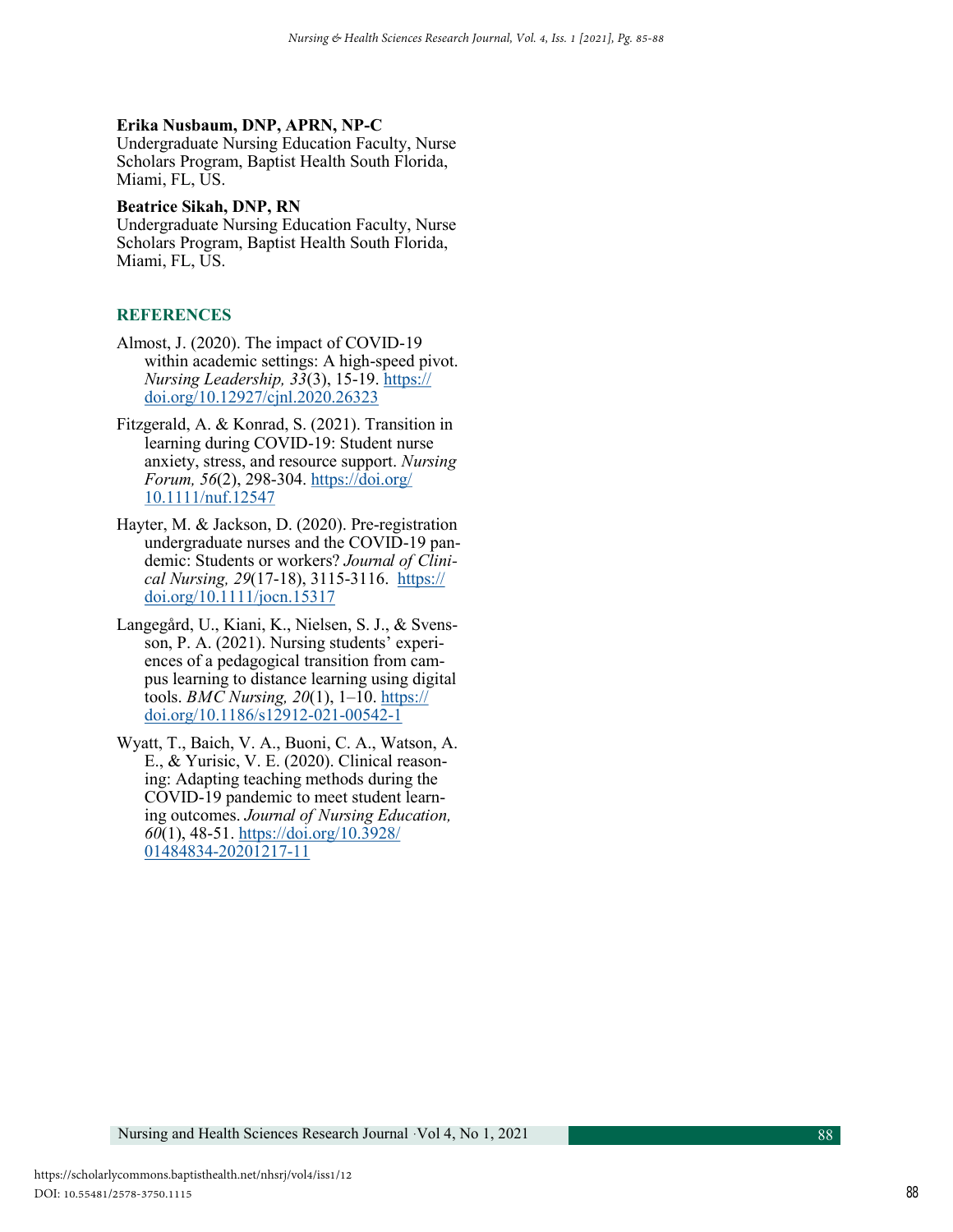**Erika Nusbaum, DNP, APRN, NP-C**
Undergraduate Nursing Education Faculty, Nurse Scholars Program, Baptist Health South Florida, Miami, FL, US.

**Beatrice Sikah, DNP, RN**
Undergraduate Nursing Education Faculty, Nurse Scholars Program, Baptist Health South Florida, Miami, FL, US.

## REFERENCES

Almost, J. (2020). The impact of COVID-19 within academic settings: A high-speed pivot. *Nursing Leadership, 33*(3), 15-19. https://doi.org/10.12927/cjnl.2020.26323

Fitzgerald, A. & Konrad, S. (2021). Transition in learning during COVID-19: Student nurse anxiety, stress, and resource support. *Nursing Forum, 56*(2), 298-304. https://doi.org/10.1111/nuf.12547

Hayter, M. & Jackson, D. (2020). Pre-registration undergraduate nurses and the COVID-19 pandemic: Students or workers? *Journal of Clinical Nursing, 29*(17-18), 3115-3116. https://doi.org/10.1111/jocn.15317

Langegård, U., Kiani, K., Nielsen, S. J., & Svensson, P. A. (2021). Nursing students' experiences of a pedagogical transition from campus learning to distance learning using digital tools. *BMC Nursing, 20*(1), 1–10. https://doi.org/10.1186/s12912-021-00542-1

Wyatt, T., Baich, V. A., Buoni, C. A., Watson, A. E., & Yurisic, V. E. (2020). Clinical reasoning: Adapting teaching methods during the COVID-19 pandemic to meet student learning outcomes. *Journal of Nursing Education, 60*(1), 48-51. https://doi.org/10.3928/01484834-20201217-11